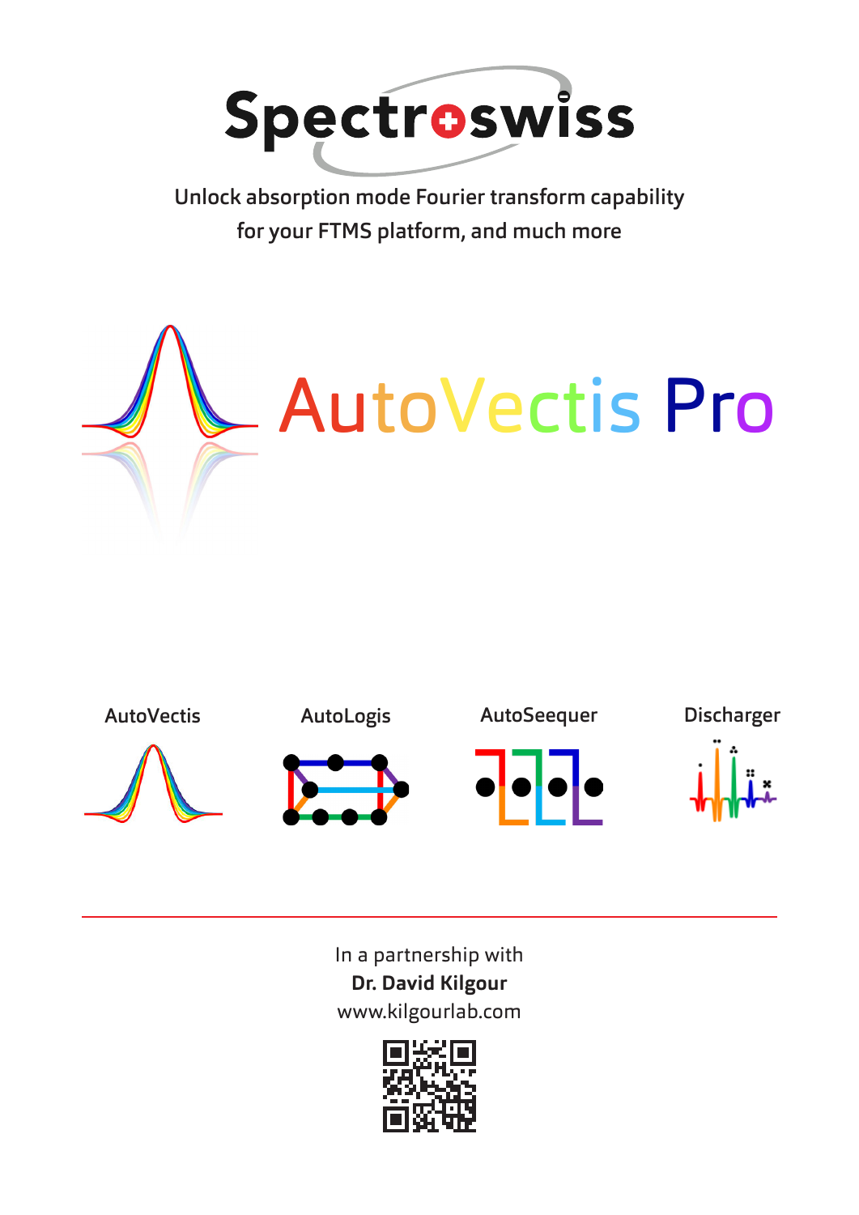# Spectroswiss

Unlock absorption mode Fourier transform capability for your FTMS platform, and much more

# AutoVectis Pro

AutoVectis

AutoLogis

AutoSeequer

Discharger

In a partnership with
**Dr. David Kilgour**
www.kilgourlab.com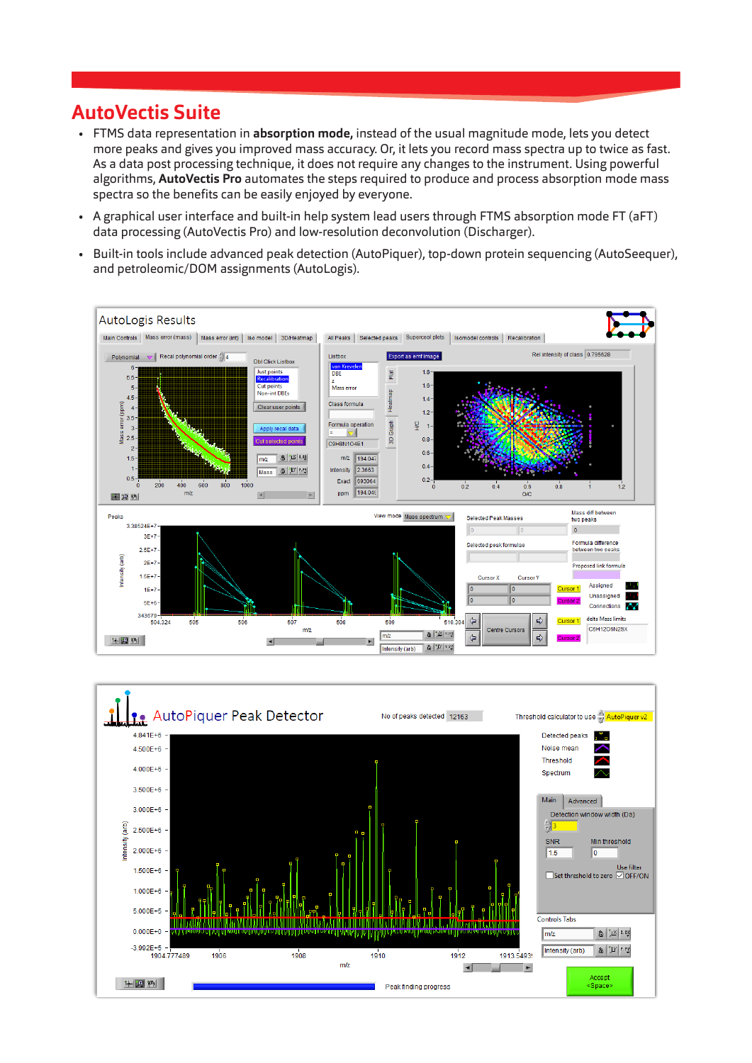# AutoVectis Suite

- FTMS data representation in **absorption mode,** instead of the usual magnitude mode, lets you detect more peaks and gives you improved mass accuracy. Or, it lets you record mass spectra up to twice as fast. As a data post processing technique, it does not require any changes to the instrument. Using powerful algorithms, **AutoVectis Pro** automates the steps required to produce and process absorption mode mass spectra so the benefits can be easily enjoyed by everyone.
- A graphical user interface and built-in help system lead users through FTMS absorption mode FT (aFT) data processing (AutoVectis Pro) and low-resolution deconvolution (Discharger).
- Built-in tools include advanced peak detection (AutoPiquer), top-down protein sequencing (AutoSeequer), and petroleomic/DOM assignments (AutoLogis).

AutoLogis Results

AutoPiquer Peak Detector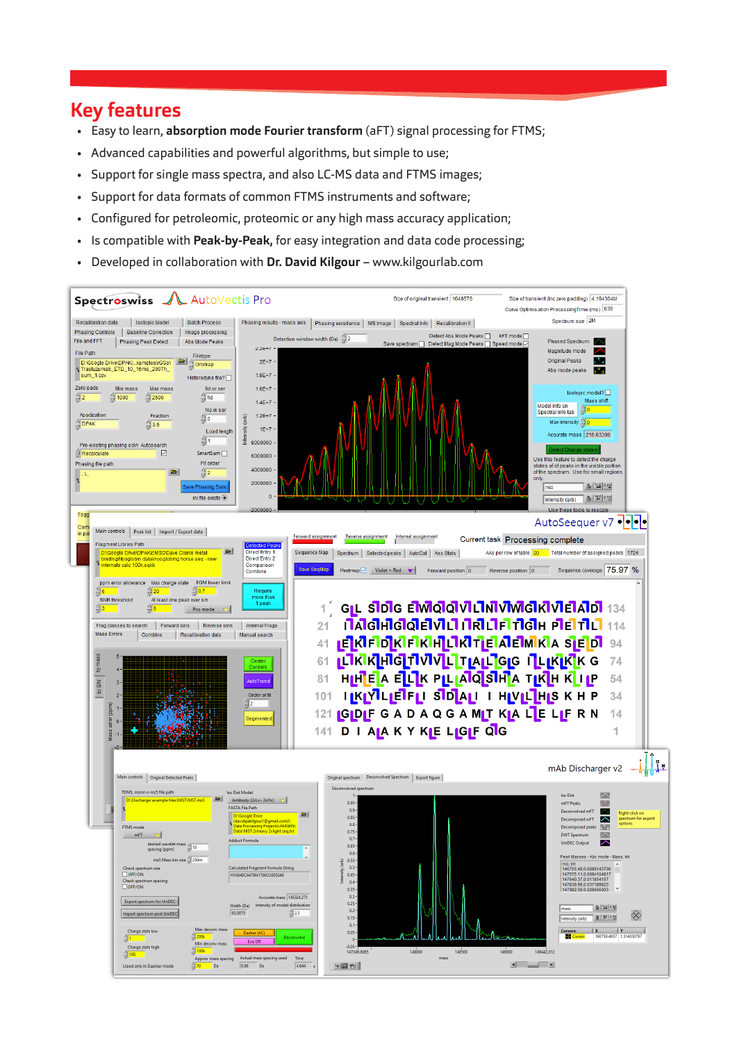# Key features

- Easy to learn, **absorption mode Fourier transform** (aFT) signal processing for FTMS;
- Advanced capabilities and powerful algorithms, but simple to use;
- Support for single mass spectra, and also LC-MS data and FTMS images;
- Support for data formats of common FTMS instruments and software;
- Configured for petroleomic, proteomic or any high mass accuracy application;
- Is compatible with **Peak-by-Peak,** for easy integration and data code processing;
- Developed in collaboration with **Dr. David Kilgour** – www.kilgourlab.com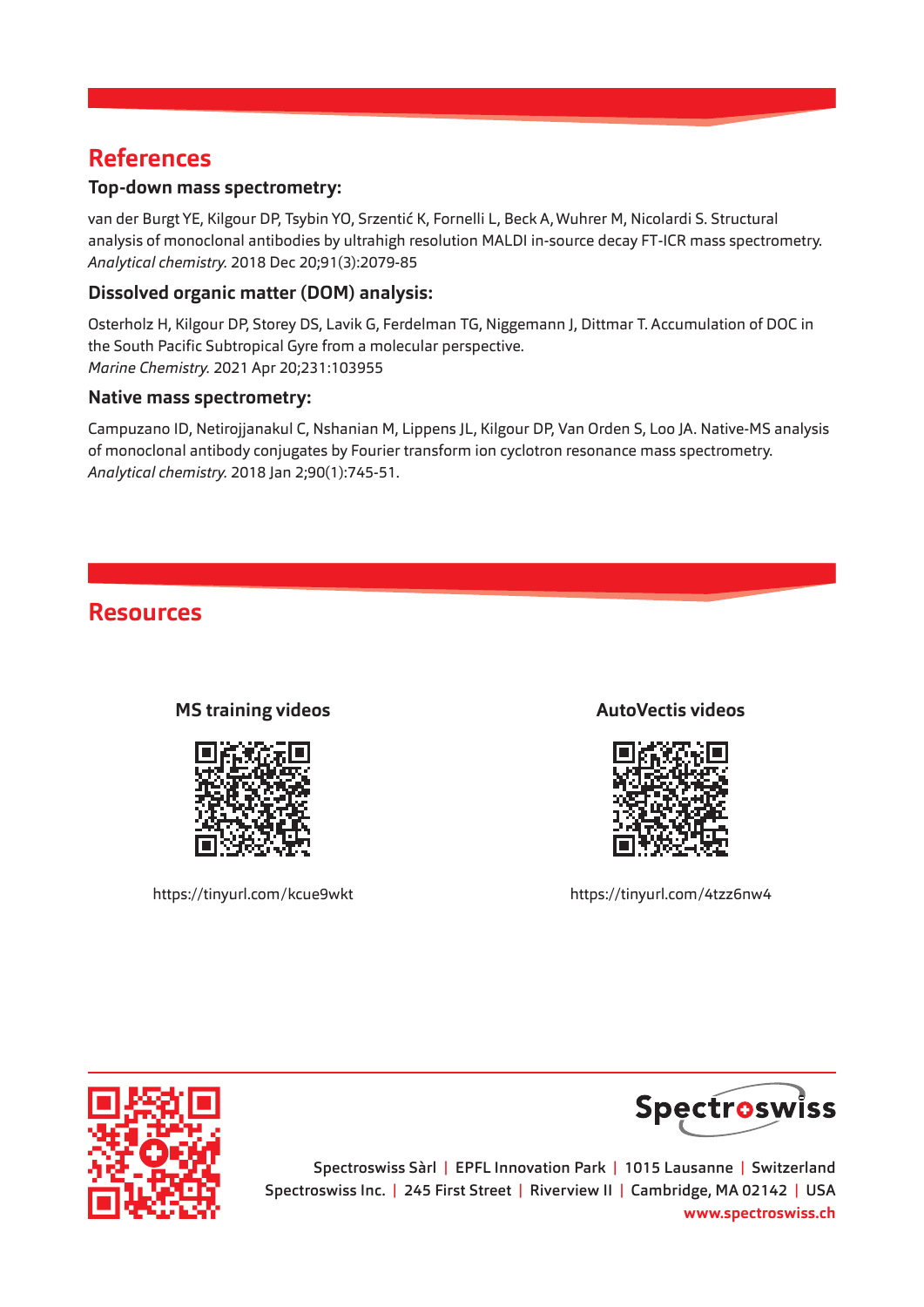## References

### Top-down mass spectrometry:

van der Burgt YE, Kilgour DP, Tsybin YO, Srzentić K, Fornelli L, Beck A, Wuhrer M, Nicolardi S. Structural analysis of monoclonal antibodies by ultrahigh resolution MALDI in-source decay FT-ICR mass spectrometry. *Analytical chemistry.* 2018 Dec 20;91(3):2079-85

### Dissolved organic matter (DOM) analysis:

Osterholz H, Kilgour DP, Storey DS, Lavik G, Ferdelman TG, Niggemann J, Dittmar T. Accumulation of DOC in the South Pacific Subtropical Gyre from a molecular perspective.
*Marine Chemistry.* 2021 Apr 20;231:103955

### Native mass spectrometry:

Campuzano ID, Netirojjanakul C, Nshanian M, Lippens JL, Kilgour DP, Van Orden S, Loo JA. Native-MS analysis of monoclonal antibody conjugates by Fourier transform ion cyclotron resonance mass spectrometry.
*Analytical chemistry.* 2018 Jan 2;90(1):745-51.

## Resources

**MS training videos**

https://tinyurl.com/kcue9wkt

**AutoVectis videos**

https://tinyurl.com/4tzz6nw4

Spectroswiss

Spectroswiss Sàrl | EPFL Innovation Park | 1015 Lausanne | Switzerland
Spectroswiss Inc. | 245 First Street | Riverview II | Cambridge, MA 02142 | USA
**www.spectroswiss.ch**